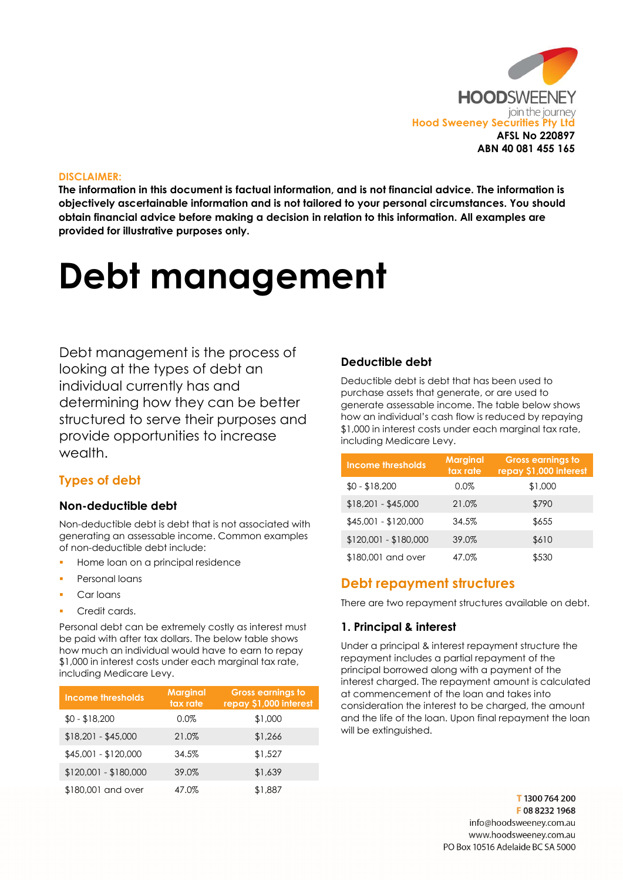Hood Sweeney Securities Pty Ltd
**AFSL No 220897**
**ABN 40 081 455 165**

**DISCLAIMER:**
**The information in this document is factual information, and is not financial advice. The information is objectively ascertainable information and is not tailored to your personal circumstances. You should obtain financial advice before making a decision in relation to this information. All examples are provided for illustrative purposes only.**

# Debt management

Debt management is the process of looking at the types of debt an individual currently has and determining how they can be better structured to serve their purposes and provide opportunities to increase wealth.

## Types of debt

### Non-deductible debt

Non-deductible debt is debt that is not associated with generating an assessable income. Common examples of non-deductible debt include:

- Home loan on a principal residence
- Personal loans
- Car loans
- Credit cards.

Personal debt can be extremely costly as interest must be paid with after tax dollars. The below table shows how much an individual would have to earn to repay $1,000 in interest costs under each marginal tax rate, including Medicare Levy.

| Income thresholds | Marginal tax rate | Gross earnings to repay $1,000 interest |
|---|---|---|
| $0 - $18,200 | 0.0% | $1,000 |
| $18,201 - $45,000 | 21.0% | $1,266 |
| $45,001 - $120,000 | 34.5% | $1,527 |
| $120,001 - $180,000 | 39.0% | $1,639 |
| $180,001 and over | 47.0% | $1,887 |

### Deductible debt

Deductible debt is debt that has been used to purchase assets that generate, or are used to generate assessable income. The table below shows how an individual's cash flow is reduced by repaying $1,000 in interest costs under each marginal tax rate, including Medicare Levy.

| Income thresholds | Marginal tax rate | Gross earnings to repay $1,000 interest |
|---|---|---|
| $0 - $18,200 | 0.0% | $1,000 |
| $18,201 - $45,000 | 21.0% | $790 |
| $45,001 - $120,000 | 34.5% | $655 |
| $120,001 - $180,000 | 39.0% | $610 |
| $180,001 and over | 47.0% | $530 |

## Debt repayment structures

There are two repayment structures available on debt.

### 1. Principal & interest

Under a principal & interest repayment structure the repayment includes a partial repayment of the principal borrowed along with a payment of the interest charged. The repayment amount is calculated at commencement of the loan and takes into consideration the interest to be charged, the amount and the life of the loan. Upon final repayment the loan will be extinguished.

T 1300 764 200
F 08 8232 1968
info@hoodsweeney.com.au
www.hoodsweeney.com.au
PO Box 10516 Adelaide BC SA 5000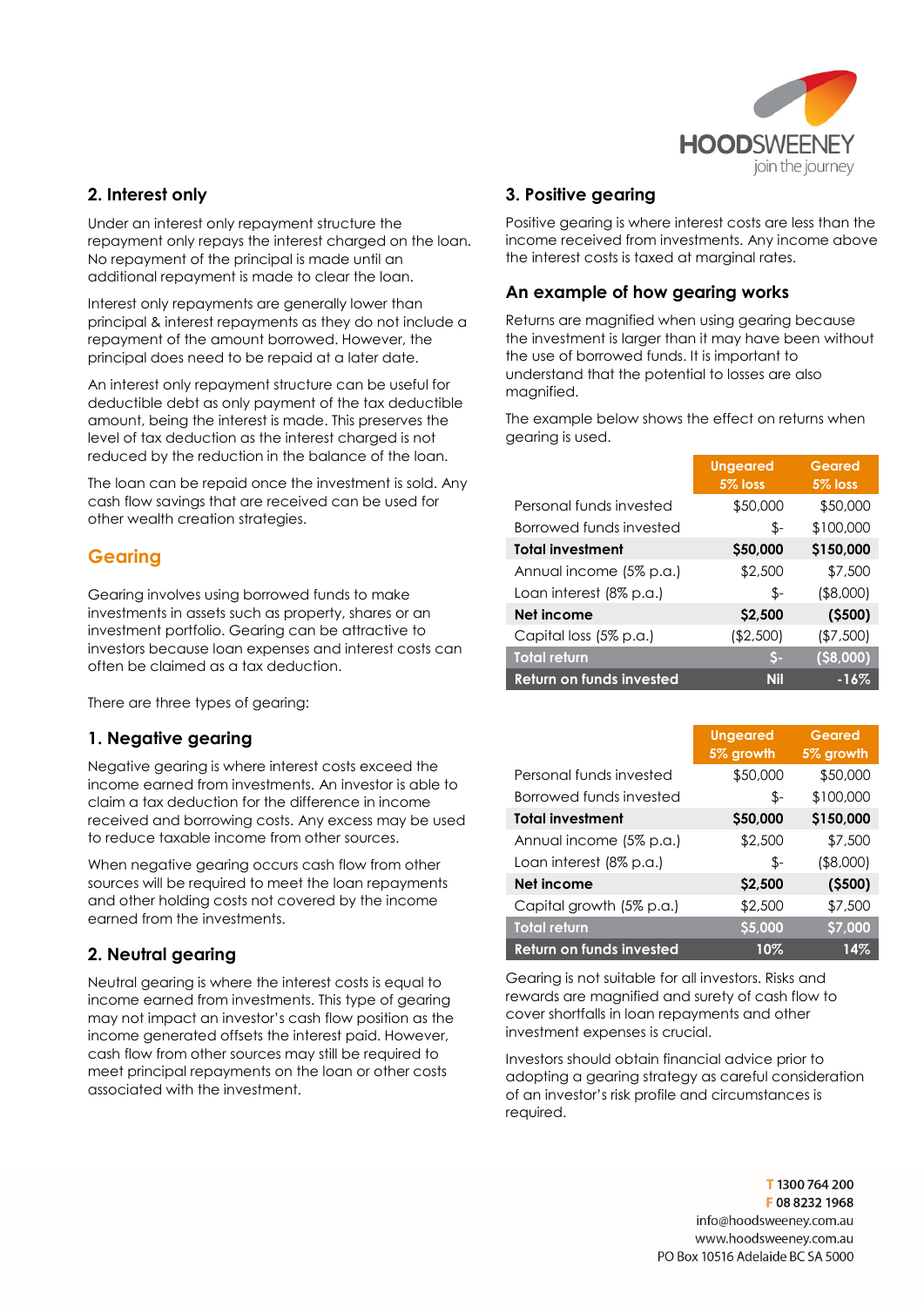## 2. Interest only

Under an interest only repayment structure the repayment only repays the interest charged on the loan. No repayment of the principal is made until an additional repayment is made to clear the loan.

Interest only repayments are generally lower than principal & interest repayments as they do not include a repayment of the amount borrowed. However, the principal does need to be repaid at a later date.

An interest only repayment structure can be useful for deductible debt as only payment of the tax deductible amount, being the interest is made. This preserves the level of tax deduction as the interest charged is not reduced by the reduction in the balance of the loan.

The loan can be repaid once the investment is sold. Any cash flow savings that are received can be used for other wealth creation strategies.

# Gearing

Gearing involves using borrowed funds to make investments in assets such as property, shares or an investment portfolio. Gearing can be attractive to investors because loan expenses and interest costs can often be claimed as a tax deduction.

There are three types of gearing:

## 1. Negative gearing

Negative gearing is where interest costs exceed the income earned from investments. An investor is able to claim a tax deduction for the difference in income received and borrowing costs. Any excess may be used to reduce taxable income from other sources.

When negative gearing occurs cash flow from other sources will be required to meet the loan repayments and other holding costs not covered by the income earned from the investments.

## 2. Neutral gearing

Neutral gearing is where the interest costs is equal to income earned from investments. This type of gearing may not impact an investor's cash flow position as the income generated offsets the interest paid. However, cash flow from other sources may still be required to meet principal repayments on the loan or other costs associated with the investment.

## 3. Positive gearing

Positive gearing is where interest costs are less than the income received from investments. Any income above the interest costs is taxed at marginal rates.

## An example of how gearing works

Returns are magnified when using gearing because the investment is larger than it may have been without the use of borrowed funds. It is important to understand that the potential to losses are also magnified.

The example below shows the effect on returns when gearing is used.

| | Ungeared 5% loss | Geared 5% loss |
|---|---|---|
| Personal funds invested | $50,000 | $50,000 |
| Borrowed funds invested | $- | $100,000 |
| **Total investment** | **$50,000** | **$150,000** |
| Annual income (5% p.a.) | $2,500 | $7,500 |
| Loan interest (8% p.a.) | $- | ($8,000) |
| **Net income** | **$2,500** | **($500)** |
| Capital loss (5% p.a.) | ($2,500) | ($7,500) |
| **Total return** | **$-** | **($8,000)** |
| **Return on funds invested** | **Nil** | **-16%** |

| | Ungeared 5% growth | Geared 5% growth |
|---|---|---|
| Personal funds invested | $50,000 | $50,000 |
| Borrowed funds invested | $- | $100,000 |
| **Total investment** | **$50,000** | **$150,000** |
| Annual income (5% p.a.) | $2,500 | $7,500 |
| Loan interest (8% p.a.) | $- | ($8,000) |
| **Net income** | **$2,500** | **($500)** |
| Capital growth (5% p.a.) | $2,500 | $7,500 |
| **Total return** | **$5,000** | **$7,000** |
| **Return on funds invested** | **10%** | **14%** |

Gearing is not suitable for all investors. Risks and rewards are magnified and surety of cash flow to cover shortfalls in loan repayments and other investment expenses is crucial.

Investors should obtain financial advice prior to adopting a gearing strategy as careful consideration of an investor's risk profile and circumstances is required.

T 1300 764 200
F 08 8232 1968
info@hoodsweeney.com.au
www.hoodsweeney.com.au
PO Box 10516 Adelaide BC SA 5000